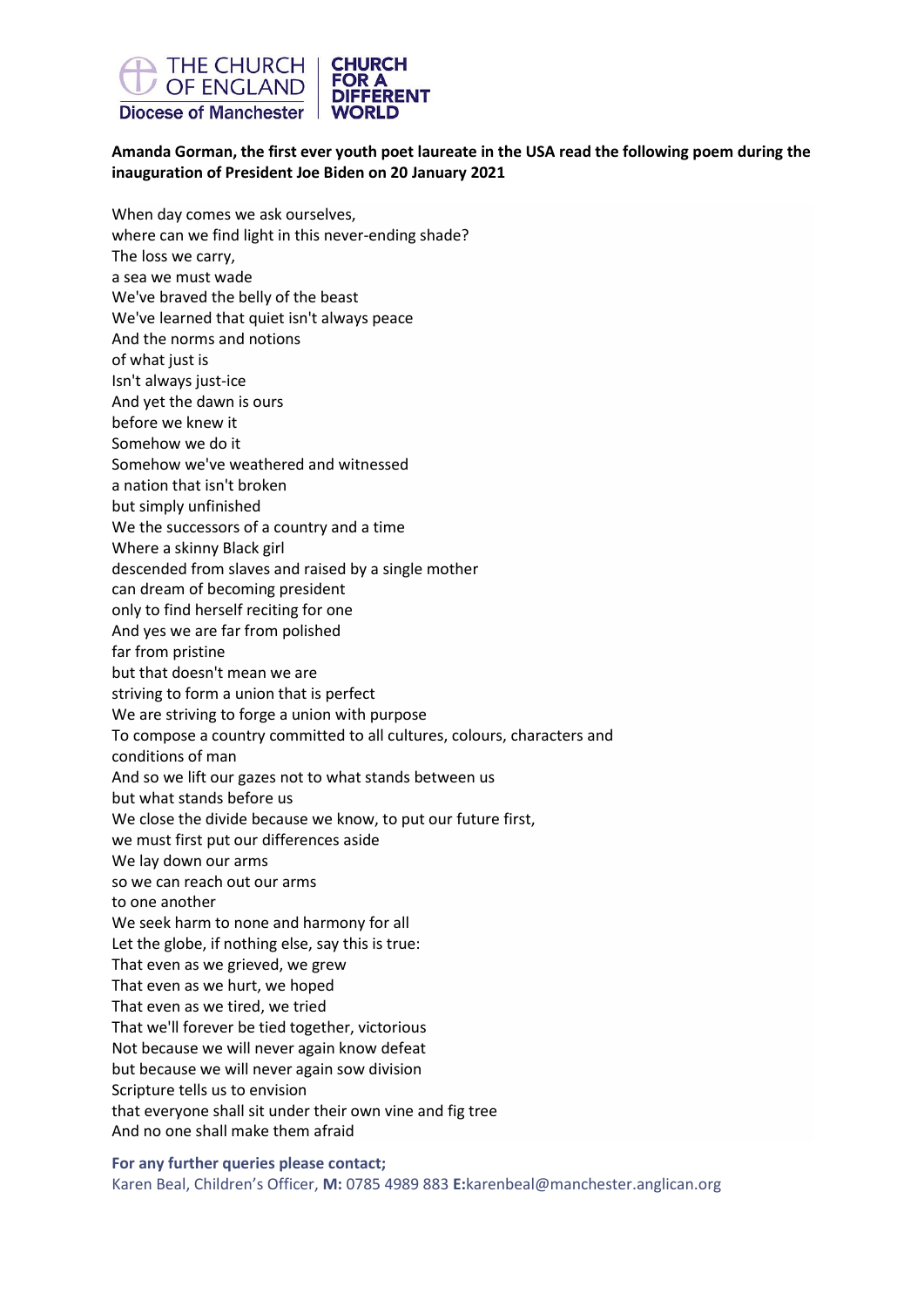THE CHURCH OF ENGLAND
Diocese of Manchester

CHURCH FOR A DIFFERENT WORLD

**Amanda Gorman, the first ever youth poet laureate in the USA read the following poem during the inauguration of President Joe Biden on 20 January 2021**

When day comes we ask ourselves,
where can we find light in this never-ending shade?
The loss we carry,
a sea we must wade
We've braved the belly of the beast
We've learned that quiet isn't always peace
And the norms and notions
of what just is
Isn't always just-ice
And yet the dawn is ours
before we knew it
Somehow we do it
Somehow we've weathered and witnessed
a nation that isn't broken
but simply unfinished
We the successors of a country and a time
Where a skinny Black girl
descended from slaves and raised by a single mother
can dream of becoming president
only to find herself reciting for one
And yes we are far from polished
far from pristine
but that doesn't mean we are
striving to form a union that is perfect
We are striving to forge a union with purpose
To compose a country committed to all cultures, colours, characters and
conditions of man
And so we lift our gazes not to what stands between us
but what stands before us
We close the divide because we know, to put our future first,
we must first put our differences aside
We lay down our arms
so we can reach out our arms
to one another
We seek harm to none and harmony for all
Let the globe, if nothing else, say this is true:
That even as we grieved, we grew
That even as we hurt, we hoped
That even as we tired, we tried
That we'll forever be tied together, victorious
Not because we will never again know defeat
but because we will never again sow division
Scripture tells us to envision
that everyone shall sit under their own vine and fig tree
And no one shall make them afraid

**For any further queries please contact;**
Karen Beal, Children's Officer, **M:** 0785 4989 883 **E:**karenbeal@manchester.anglican.org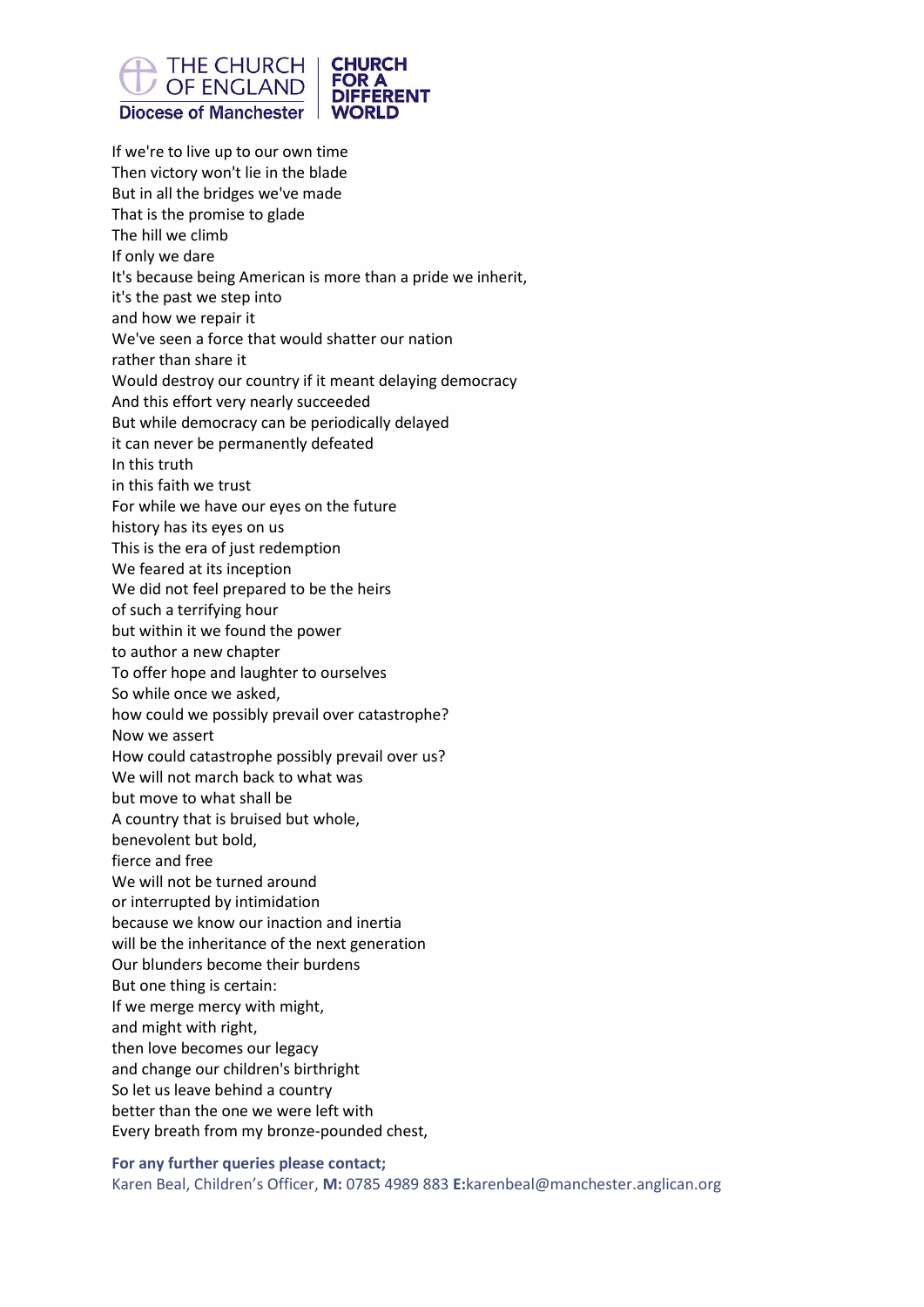If we're to live up to our own time
Then victory won't lie in the blade
But in all the bridges we've made
That is the promise to glade
The hill we climb
If only we dare
It's because being American is more than a pride we inherit,
it's the past we step into
and how we repair it
We've seen a force that would shatter our nation
rather than share it
Would destroy our country if it meant delaying democracy
And this effort very nearly succeeded
But while democracy can be periodically delayed
it can never be permanently defeated
In this truth
in this faith we trust
For while we have our eyes on the future
history has its eyes on us
This is the era of just redemption
We feared at its inception
We did not feel prepared to be the heirs
of such a terrifying hour
but within it we found the power
to author a new chapter
To offer hope and laughter to ourselves
So while once we asked,
how could we possibly prevail over catastrophe?
Now we assert
How could catastrophe possibly prevail over us?
We will not march back to what was
but move to what shall be
A country that is bruised but whole,
benevolent but bold,
fierce and free
We will not be turned around
or interrupted by intimidation
because we know our inaction and inertia
will be the inheritance of the next generation
Our blunders become their burdens
But one thing is certain:
If we merge mercy with might,
and might with right,
then love becomes our legacy
and change our children's birthright
So let us leave behind a country
better than the one we were left with
Every breath from my bronze-pounded chest,

**For any further queries please contact;**
Karen Beal, Children's Officer, **M:** 0785 4989 883 **E:**karenbeal@manchester.anglican.org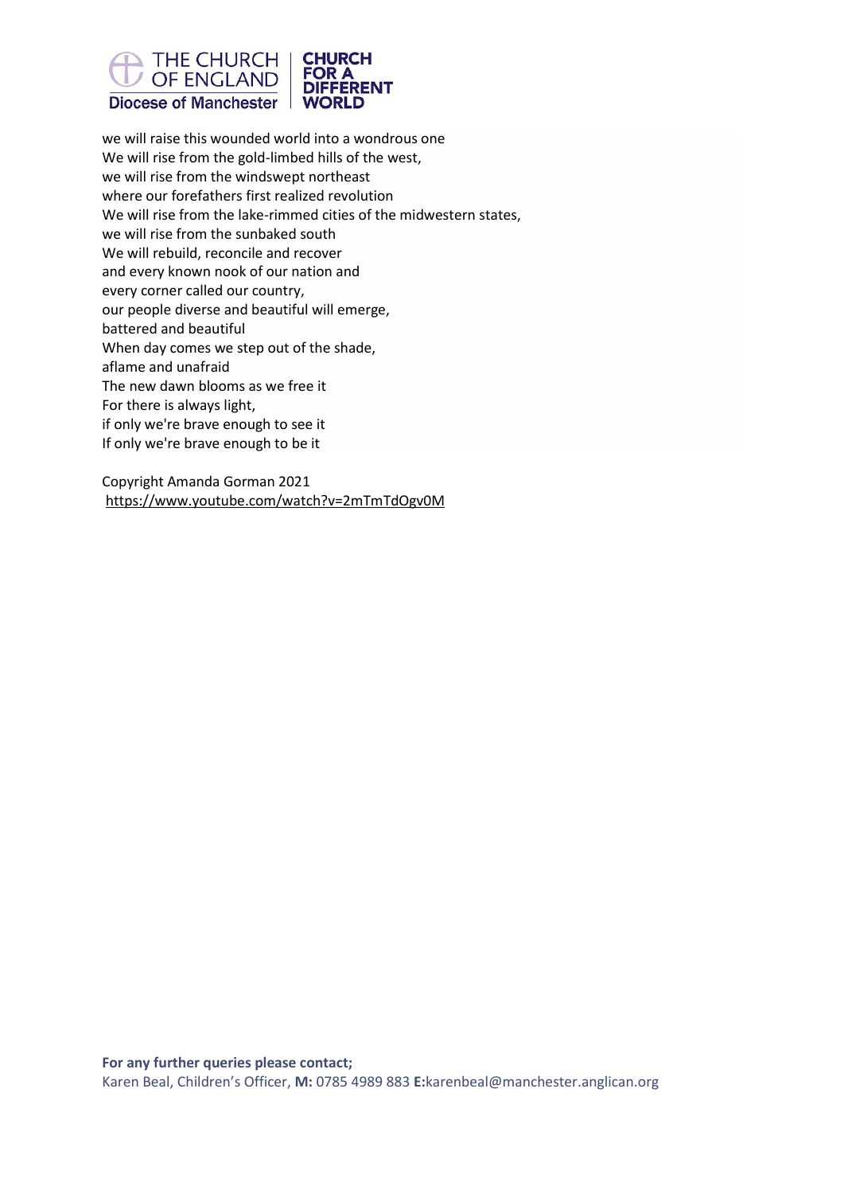we will raise this wounded world into a wondrous one
We will rise from the gold-limbed hills of the west,
we will rise from the windswept northeast
where our forefathers first realized revolution
We will rise from the lake-rimmed cities of the midwestern states,
we will rise from the sunbaked south
We will rebuild, reconcile and recover
and every known nook of our nation and
every corner called our country,
our people diverse and beautiful will emerge,
battered and beautiful
When day comes we step out of the shade,
aflame and unafraid
The new dawn blooms as we free it
For there is always light,
if only we're brave enough to see it
If only we're brave enough to be it

Copyright Amanda Gorman 2021
https://www.youtube.com/watch?v=2mTmTdOgv0M

**For any further queries please contact;**
Karen Beal, Children's Officer, **M:** 0785 4989 883 **E:**karenbeal@manchester.anglican.org